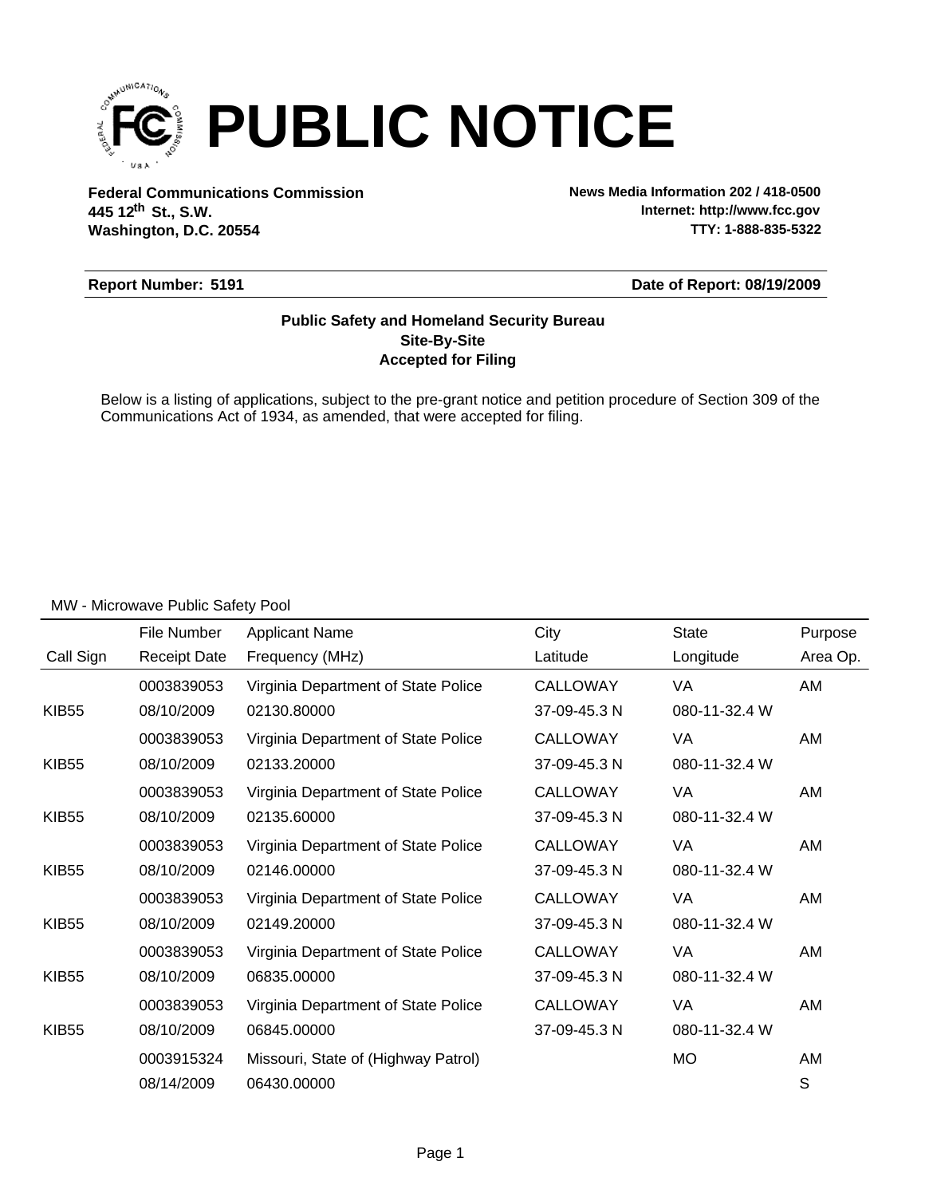# PUBLIC NOTICE

**Federal Communications Commission**
**445 12th St., S.W.**
**Washington, D.C. 20554**

**News Media Information 202 / 418-0500**
**Internet: http://www.fcc.gov**
**TTY: 1-888-835-5322**

**Report Number: 5191** **Date of Report: 08/19/2009**

**Public Safety and Homeland Security Bureau**
**Site-By-Site**
**Accepted for Filing**

Below is a listing of applications, subject to the pre-grant notice and petition procedure of Section 309 of the Communications Act of 1934, as amended, that were accepted for filing.

MW - Microwave Public Safety Pool

| Call Sign | File Number / Receipt Date | Applicant Name / Frequency (MHz) | City / Latitude | State / Longitude | Purpose / Area Op. |
|---|---|---|---|---|---|
| | 0003839053 | Virginia Department of State Police | CALLOWAY | VA | AM |
| KIB55 | 08/10/2009 | 02130.80000 | 37-09-45.3 N | 080-11-32.4 W | |
| | 0003839053 | Virginia Department of State Police | CALLOWAY | VA | AM |
| KIB55 | 08/10/2009 | 02133.20000 | 37-09-45.3 N | 080-11-32.4 W | |
| | 0003839053 | Virginia Department of State Police | CALLOWAY | VA | AM |
| KIB55 | 08/10/2009 | 02135.60000 | 37-09-45.3 N | 080-11-32.4 W | |
| | 0003839053 | Virginia Department of State Police | CALLOWAY | VA | AM |
| KIB55 | 08/10/2009 | 02146.00000 | 37-09-45.3 N | 080-11-32.4 W | |
| | 0003839053 | Virginia Department of State Police | CALLOWAY | VA | AM |
| KIB55 | 08/10/2009 | 02149.20000 | 37-09-45.3 N | 080-11-32.4 W | |
| | 0003839053 | Virginia Department of State Police | CALLOWAY | VA | AM |
| KIB55 | 08/10/2009 | 06835.00000 | 37-09-45.3 N | 080-11-32.4 W | |
| | 0003839053 | Virginia Department of State Police | CALLOWAY | VA | AM |
| KIB55 | 08/10/2009 | 06845.00000 | 37-09-45.3 N | 080-11-32.4 W | |
| | 0003915324 | Missouri, State of (Highway Patrol) | | MO | AM |
| | 08/14/2009 | 06430.00000 | | | S |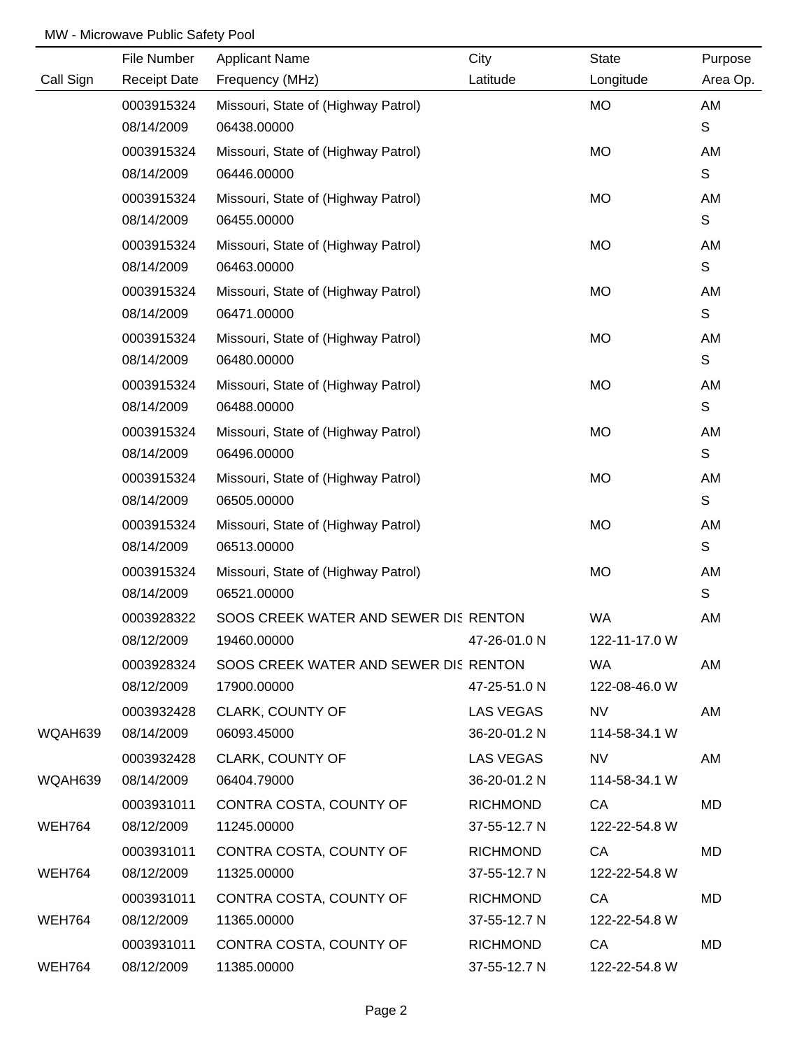MW - Microwave Public Safety Pool

| Call Sign | File Number / Receipt Date | Applicant Name / Frequency (MHz) | City / Latitude | State / Longitude | Purpose / Area Op. |
|---|---|---|---|---|---|
| | 0003915324 | Missouri, State of (Highway Patrol) | | MO | AM |
| | 08/14/2009 | 06438.00000 | | | S |
| | 0003915324 | Missouri, State of (Highway Patrol) | | MO | AM |
| | 08/14/2009 | 06446.00000 | | | S |
| | 0003915324 | Missouri, State of (Highway Patrol) | | MO | AM |
| | 08/14/2009 | 06455.00000 | | | S |
| | 0003915324 | Missouri, State of (Highway Patrol) | | MO | AM |
| | 08/14/2009 | 06463.00000 | | | S |
| | 0003915324 | Missouri, State of (Highway Patrol) | | MO | AM |
| | 08/14/2009 | 06471.00000 | | | S |
| | 0003915324 | Missouri, State of (Highway Patrol) | | MO | AM |
| | 08/14/2009 | 06480.00000 | | | S |
| | 0003915324 | Missouri, State of (Highway Patrol) | | MO | AM |
| | 08/14/2009 | 06488.00000 | | | S |
| | 0003915324 | Missouri, State of (Highway Patrol) | | MO | AM |
| | 08/14/2009 | 06496.00000 | | | S |
| | 0003915324 | Missouri, State of (Highway Patrol) | | MO | AM |
| | 08/14/2009 | 06505.00000 | | | S |
| | 0003915324 | Missouri, State of (Highway Patrol) | | MO | AM |
| | 08/14/2009 | 06513.00000 | | | S |
| | 0003915324 | Missouri, State of (Highway Patrol) | | MO | AM |
| | 08/14/2009 | 06521.00000 | | | S |
| | 0003928322 | SOOS CREEK WATER AND SEWER DIS | RENTON | WA | AM |
| | 08/12/2009 | 19460.00000 | 47-26-01.0 N | 122-11-17.0 W | |
| | 0003928324 | SOOS CREEK WATER AND SEWER DIS | RENTON | WA | AM |
| | 08/12/2009 | 17900.00000 | 47-25-51.0 N | 122-08-46.0 W | |
| | 0003932428 | CLARK, COUNTY OF | LAS VEGAS | NV | AM |
| WQAH639 | 08/14/2009 | 06093.45000 | 36-20-01.2 N | 114-58-34.1 W | |
| | 0003932428 | CLARK, COUNTY OF | LAS VEGAS | NV | AM |
| WQAH639 | 08/14/2009 | 06404.79000 | 36-20-01.2 N | 114-58-34.1 W | |
| | 0003931011 | CONTRA COSTA, COUNTY OF | RICHMOND | CA | MD |
| WEH764 | 08/12/2009 | 11245.00000 | 37-55-12.7 N | 122-22-54.8 W | |
| | 0003931011 | CONTRA COSTA, COUNTY OF | RICHMOND | CA | MD |
| WEH764 | 08/12/2009 | 11325.00000 | 37-55-12.7 N | 122-22-54.8 W | |
| | 0003931011 | CONTRA COSTA, COUNTY OF | RICHMOND | CA | MD |
| WEH764 | 08/12/2009 | 11365.00000 | 37-55-12.7 N | 122-22-54.8 W | |
| | 0003931011 | CONTRA COSTA, COUNTY OF | RICHMOND | CA | MD |
| WEH764 | 08/12/2009 | 11385.00000 | 37-55-12.7 N | 122-22-54.8 W | |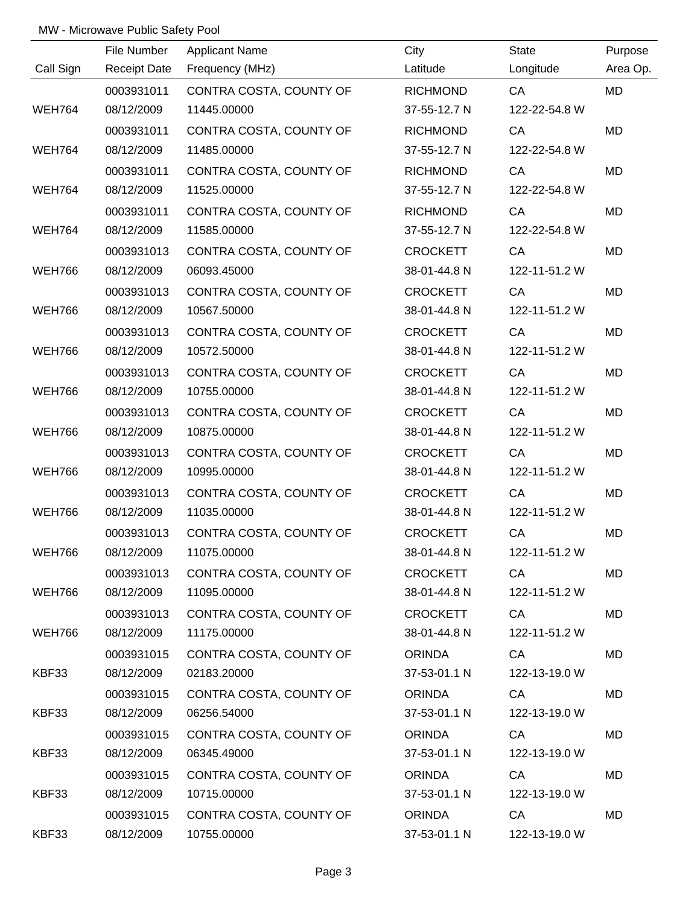MW - Microwave Public Safety Pool

| Call Sign | File Number<br>Receipt Date | Applicant Name<br>Frequency (MHz) | City<br>Latitude | State<br>Longitude | Purpose<br>Area Op. |
|---|---|---|---|---|---|
| WEH764 | 0003931011<br>08/12/2009 | CONTRA COSTA, COUNTY OF<br>11445.00000 | RICHMOND<br>37-55-12.7 N | CA<br>122-22-54.8 W | MD |
| WEH764 | 0003931011<br>08/12/2009 | CONTRA COSTA, COUNTY OF<br>11485.00000 | RICHMOND<br>37-55-12.7 N | CA<br>122-22-54.8 W | MD |
| WEH764 | 0003931011<br>08/12/2009 | CONTRA COSTA, COUNTY OF<br>11525.00000 | RICHMOND<br>37-55-12.7 N | CA<br>122-22-54.8 W | MD |
| WEH764 | 0003931011<br>08/12/2009 | CONTRA COSTA, COUNTY OF<br>11585.00000 | RICHMOND<br>37-55-12.7 N | CA<br>122-22-54.8 W | MD |
| WEH766 | 0003931013<br>08/12/2009 | CONTRA COSTA, COUNTY OF<br>06093.45000 | CROCKETT<br>38-01-44.8 N | CA<br>122-11-51.2 W | MD |
| WEH766 | 0003931013<br>08/12/2009 | CONTRA COSTA, COUNTY OF<br>10567.50000 | CROCKETT<br>38-01-44.8 N | CA<br>122-11-51.2 W | MD |
| WEH766 | 0003931013<br>08/12/2009 | CONTRA COSTA, COUNTY OF<br>10572.50000 | CROCKETT<br>38-01-44.8 N | CA<br>122-11-51.2 W | MD |
| WEH766 | 0003931013<br>08/12/2009 | CONTRA COSTA, COUNTY OF<br>10755.00000 | CROCKETT<br>38-01-44.8 N | CA<br>122-11-51.2 W | MD |
| WEH766 | 0003931013<br>08/12/2009 | CONTRA COSTA, COUNTY OF<br>10875.00000 | CROCKETT<br>38-01-44.8 N | CA<br>122-11-51.2 W | MD |
| WEH766 | 0003931013<br>08/12/2009 | CONTRA COSTA, COUNTY OF<br>10995.00000 | CROCKETT<br>38-01-44.8 N | CA<br>122-11-51.2 W | MD |
| WEH766 | 0003931013<br>08/12/2009 | CONTRA COSTA, COUNTY OF<br>11035.00000 | CROCKETT<br>38-01-44.8 N | CA<br>122-11-51.2 W | MD |
| WEH766 | 0003931013<br>08/12/2009 | CONTRA COSTA, COUNTY OF<br>11075.00000 | CROCKETT<br>38-01-44.8 N | CA<br>122-11-51.2 W | MD |
| WEH766 | 0003931013<br>08/12/2009 | CONTRA COSTA, COUNTY OF<br>11095.00000 | CROCKETT<br>38-01-44.8 N | CA<br>122-11-51.2 W | MD |
| WEH766 | 0003931013<br>08/12/2009 | CONTRA COSTA, COUNTY OF<br>11175.00000 | CROCKETT<br>38-01-44.8 N | CA<br>122-11-51.2 W | MD |
| KBF33 | 0003931015<br>08/12/2009 | CONTRA COSTA, COUNTY OF<br>02183.20000 | ORINDA<br>37-53-01.1 N | CA<br>122-13-19.0 W | MD |
| KBF33 | 0003931015<br>08/12/2009 | CONTRA COSTA, COUNTY OF<br>06256.54000 | ORINDA<br>37-53-01.1 N | CA<br>122-13-19.0 W | MD |
| KBF33 | 0003931015<br>08/12/2009 | CONTRA COSTA, COUNTY OF<br>06345.49000 | ORINDA<br>37-53-01.1 N | CA<br>122-13-19.0 W | MD |
| KBF33 | 0003931015<br>08/12/2009 | CONTRA COSTA, COUNTY OF<br>10715.00000 | ORINDA<br>37-53-01.1 N | CA<br>122-13-19.0 W | MD |
| KBF33 | 0003931015<br>08/12/2009 | CONTRA COSTA, COUNTY OF<br>10755.00000 | ORINDA<br>37-53-01.1 N | CA<br>122-13-19.0 W | MD |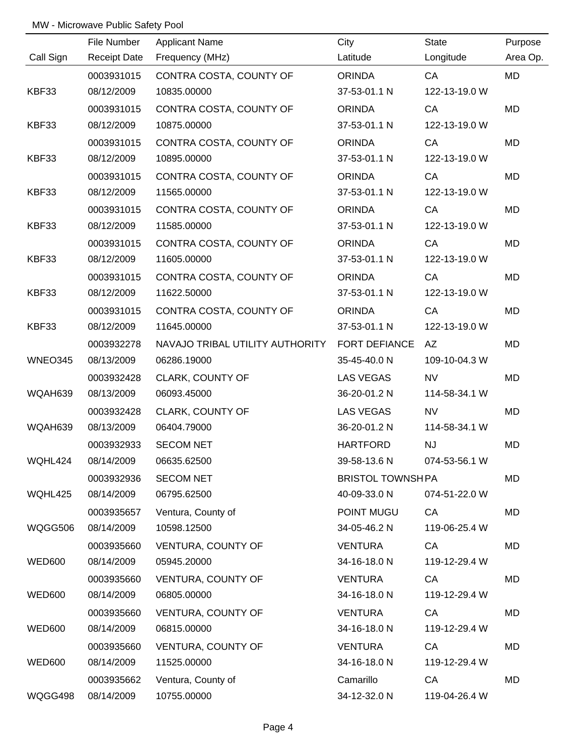MW - Microwave Public Safety Pool

| Call Sign | File Number<br>Receipt Date | Applicant Name<br>Frequency (MHz) | City<br>Latitude | State<br>Longitude | Purpose<br>Area Op. |
|---|---|---|---|---|---|
| KBF33 | 0003931015<br>08/12/2009 | CONTRA COSTA, COUNTY OF<br>10835.00000 | ORINDA<br>37-53-01.1 N | CA<br>122-13-19.0 W | MD |
| KBF33 | 0003931015<br>08/12/2009 | CONTRA COSTA, COUNTY OF<br>10875.00000 | ORINDA<br>37-53-01.1 N | CA<br>122-13-19.0 W | MD |
| KBF33 | 0003931015<br>08/12/2009 | CONTRA COSTA, COUNTY OF<br>10895.00000 | ORINDA<br>37-53-01.1 N | CA<br>122-13-19.0 W | MD |
| KBF33 | 0003931015<br>08/12/2009 | CONTRA COSTA, COUNTY OF<br>11565.00000 | ORINDA<br>37-53-01.1 N | CA<br>122-13-19.0 W | MD |
| KBF33 | 0003931015<br>08/12/2009 | CONTRA COSTA, COUNTY OF<br>11585.00000 | ORINDA<br>37-53-01.1 N | CA<br>122-13-19.0 W | MD |
| KBF33 | 0003931015<br>08/12/2009 | CONTRA COSTA, COUNTY OF<br>11605.00000 | ORINDA<br>37-53-01.1 N | CA<br>122-13-19.0 W | MD |
| KBF33 | 0003931015<br>08/12/2009 | CONTRA COSTA, COUNTY OF<br>11622.50000 | ORINDA<br>37-53-01.1 N | CA<br>122-13-19.0 W | MD |
| KBF33 | 0003931015<br>08/12/2009 | CONTRA COSTA, COUNTY OF<br>11645.00000 | ORINDA<br>37-53-01.1 N | CA<br>122-13-19.0 W | MD |
| WNEO345 | 0003932278<br>08/13/2009 | NAVAJO TRIBAL UTILITY AUTHORITY<br>06286.19000 | FORT DEFIANCE<br>35-45-40.0 N | AZ<br>109-10-04.3 W | MD |
| WQAH639 | 0003932428<br>08/13/2009 | CLARK, COUNTY OF<br>06093.45000 | LAS VEGAS<br>36-20-01.2 N | NV<br>114-58-34.1 W | MD |
| WQAH639 | 0003932428<br>08/13/2009 | CLARK, COUNTY OF<br>06404.79000 | LAS VEGAS<br>36-20-01.2 N | NV<br>114-58-34.1 W | MD |
| WQHL424 | 0003932933<br>08/14/2009 | SECOM NET<br>06635.62500 | HARTFORD<br>39-58-13.6 N | NJ<br>074-53-56.1 W | MD |
| WQHL425 | 0003932936<br>08/14/2009 | SECOM NET<br>06795.62500 | BRISTOL TOWNSH<br>40-09-33.0 N | PA<br>074-51-22.0 W | MD |
| WQGG506 | 0003935657<br>08/14/2009 | Ventura, County of<br>10598.12500 | POINT MUGU<br>34-05-46.2 N | CA<br>119-06-25.4 W | MD |
| WED600 | 0003935660<br>08/14/2009 | VENTURA, COUNTY OF<br>05945.20000 | VENTURA<br>34-16-18.0 N | CA<br>119-12-29.4 W | MD |
| WED600 | 0003935660<br>08/14/2009 | VENTURA, COUNTY OF<br>06805.00000 | VENTURA<br>34-16-18.0 N | CA<br>119-12-29.4 W | MD |
| WED600 | 0003935660<br>08/14/2009 | VENTURA, COUNTY OF<br>06815.00000 | VENTURA<br>34-16-18.0 N | CA<br>119-12-29.4 W | MD |
| WED600 | 0003935660<br>08/14/2009 | VENTURA, COUNTY OF<br>11525.00000 | VENTURA<br>34-16-18.0 N | CA<br>119-12-29.4 W | MD |
| WQGG498 | 0003935662<br>08/14/2009 | Ventura, County of<br>10755.00000 | Camarillo<br>34-12-32.0 N | CA<br>119-04-26.4 W | MD |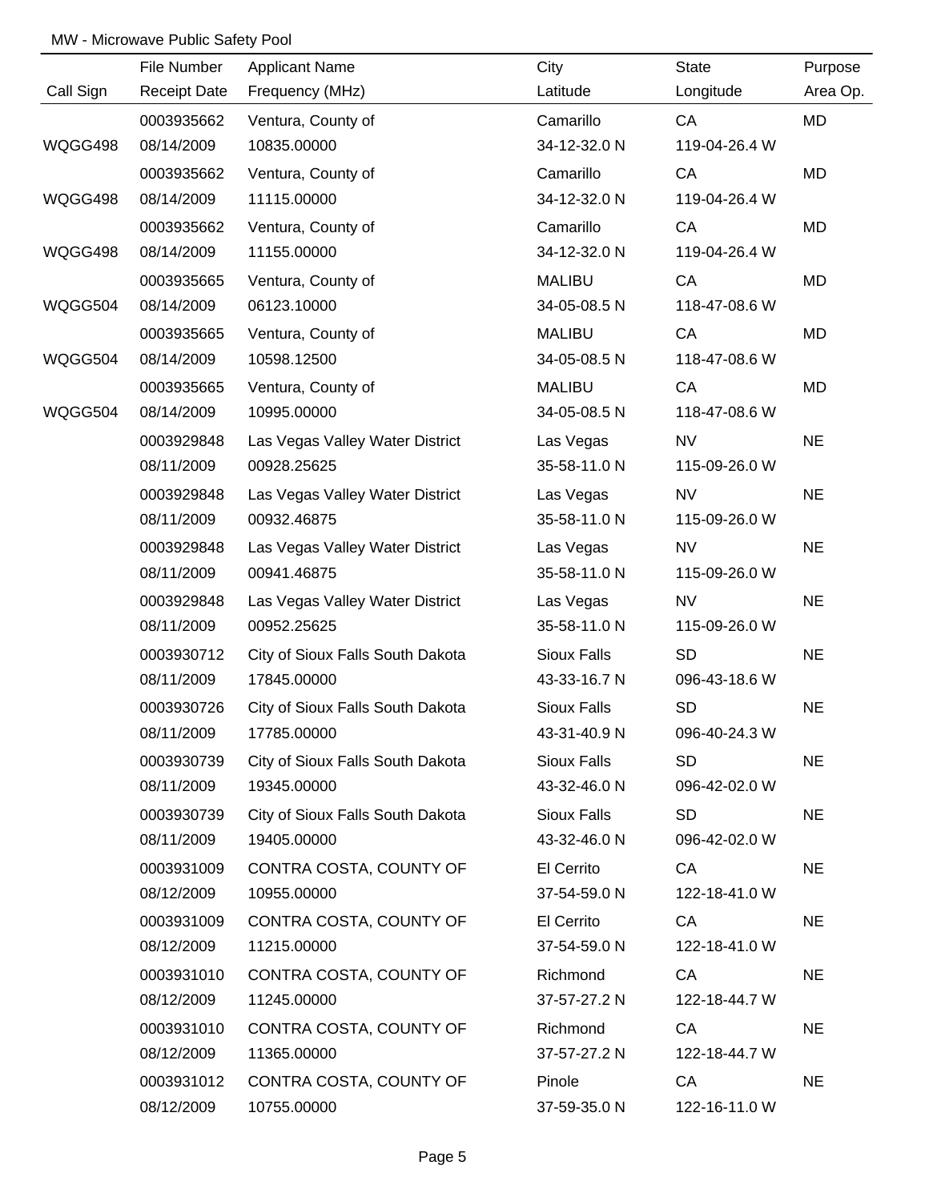MW - Microwave Public Safety Pool

| Call Sign | File Number<br>Receipt Date | Applicant Name<br>Frequency (MHz) | City<br>Latitude | State<br>Longitude | Purpose<br>Area Op. |
|---|---|---|---|---|---|
| WQGG498 | 0003935662<br>08/14/2009 | Ventura, County of<br>10835.00000 | Camarillo<br>34-12-32.0 N | CA<br>119-04-26.4 W | MD |
| WQGG498 | 0003935662<br>08/14/2009 | Ventura, County of<br>11115.00000 | Camarillo<br>34-12-32.0 N | CA<br>119-04-26.4 W | MD |
| WQGG498 | 0003935662<br>08/14/2009 | Ventura, County of<br>11155.00000 | Camarillo<br>34-12-32.0 N | CA<br>119-04-26.4 W | MD |
| WQGG504 | 0003935665<br>08/14/2009 | Ventura, County of<br>06123.10000 | MALIBU<br>34-05-08.5 N | CA<br>118-47-08.6 W | MD |
| WQGG504 | 0003935665<br>08/14/2009 | Ventura, County of<br>10598.12500 | MALIBU<br>34-05-08.5 N | CA<br>118-47-08.6 W | MD |
| WQGG504 | 0003935665<br>08/14/2009 | Ventura, County of<br>10995.00000 | MALIBU<br>34-05-08.5 N | CA<br>118-47-08.6 W | MD |
| | 0003929848<br>08/11/2009 | Las Vegas Valley Water District<br>00928.25625 | Las Vegas<br>35-58-11.0 N | NV<br>115-09-26.0 W | NE |
| | 0003929848<br>08/11/2009 | Las Vegas Valley Water District<br>00932.46875 | Las Vegas<br>35-58-11.0 N | NV<br>115-09-26.0 W | NE |
| | 0003929848<br>08/11/2009 | Las Vegas Valley Water District<br>00941.46875 | Las Vegas<br>35-58-11.0 N | NV<br>115-09-26.0 W | NE |
| | 0003929848<br>08/11/2009 | Las Vegas Valley Water District<br>00952.25625 | Las Vegas<br>35-58-11.0 N | NV<br>115-09-26.0 W | NE |
| | 0003930712<br>08/11/2009 | City of Sioux Falls South Dakota<br>17845.00000 | Sioux Falls<br>43-33-16.7 N | SD<br>096-43-18.6 W | NE |
| | 0003930726<br>08/11/2009 | City of Sioux Falls South Dakota<br>17785.00000 | Sioux Falls<br>43-31-40.9 N | SD<br>096-40-24.3 W | NE |
| | 0003930739<br>08/11/2009 | City of Sioux Falls South Dakota<br>19345.00000 | Sioux Falls<br>43-32-46.0 N | SD<br>096-42-02.0 W | NE |
| | 0003930739<br>08/11/2009 | City of Sioux Falls South Dakota<br>19405.00000 | Sioux Falls<br>43-32-46.0 N | SD<br>096-42-02.0 W | NE |
| | 0003931009<br>08/12/2009 | CONTRA COSTA, COUNTY OF<br>10955.00000 | El Cerrito<br>37-54-59.0 N | CA<br>122-18-41.0 W | NE |
| | 0003931009<br>08/12/2009 | CONTRA COSTA, COUNTY OF<br>11215.00000 | El Cerrito<br>37-54-59.0 N | CA<br>122-18-41.0 W | NE |
| | 0003931010<br>08/12/2009 | CONTRA COSTA, COUNTY OF<br>11245.00000 | Richmond<br>37-57-27.2 N | CA<br>122-18-44.7 W | NE |
| | 0003931010<br>08/12/2009 | CONTRA COSTA, COUNTY OF<br>11365.00000 | Richmond<br>37-57-27.2 N | CA<br>122-18-44.7 W | NE |
| | 0003931012<br>08/12/2009 | CONTRA COSTA, COUNTY OF<br>10755.00000 | Pinole<br>37-59-35.0 N | CA<br>122-16-11.0 W | NE |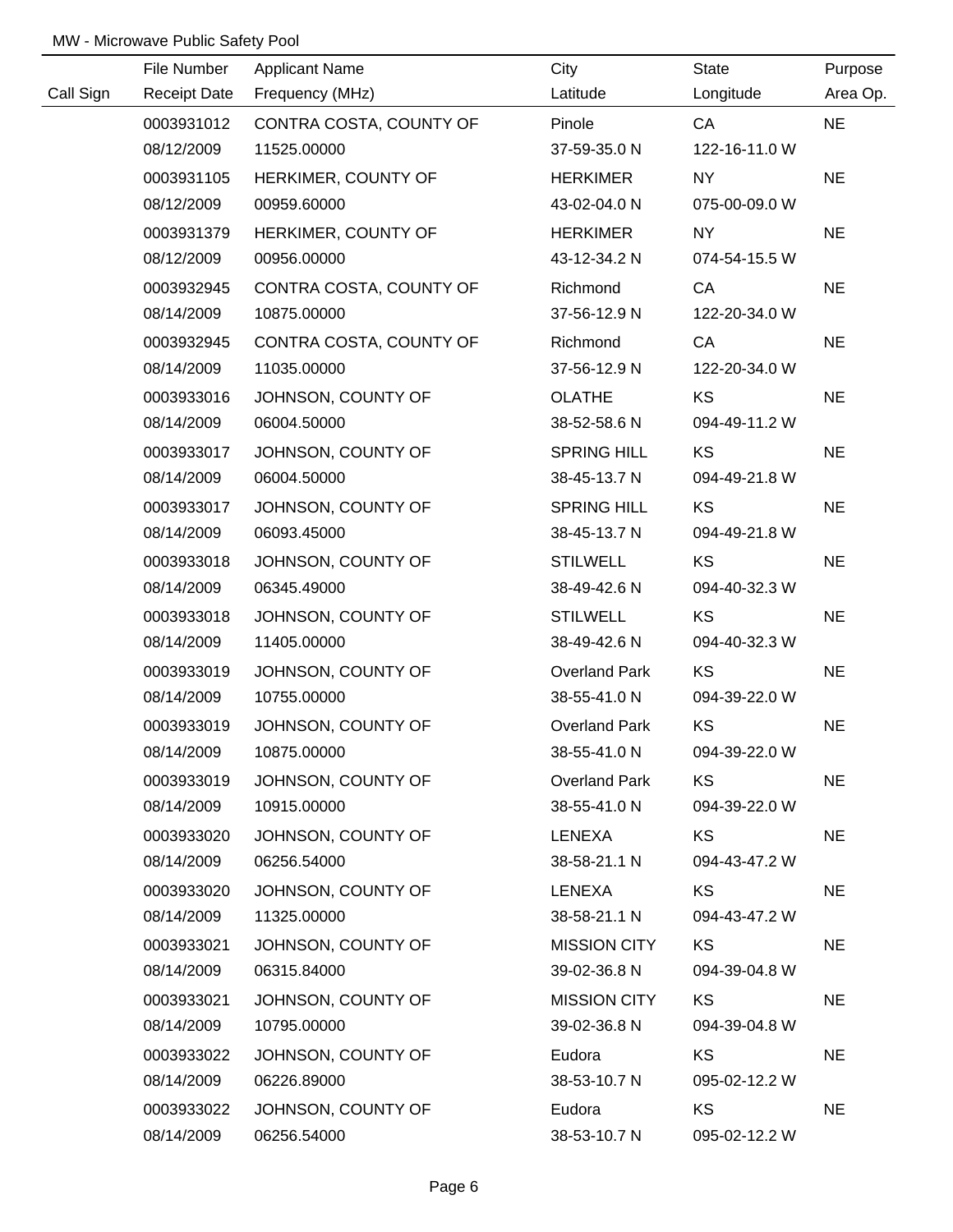MW - Microwave Public Safety Pool

| Call Sign | File Number / Receipt Date | Applicant Name / Frequency (MHz) | City / Latitude | State / Longitude | Purpose / Area Op. |
|---|---|---|---|---|---|
| | 0003931012 | CONTRA COSTA, COUNTY OF | Pinole | CA | NE |
| | 08/12/2009 | 11525.00000 | 37-59-35.0 N | 122-16-11.0 W | |
| | 0003931105 | HERKIMER, COUNTY OF | HERKIMER | NY | NE |
| | 08/12/2009 | 00959.60000 | 43-02-04.0 N | 075-00-09.0 W | |
| | 0003931379 | HERKIMER, COUNTY OF | HERKIMER | NY | NE |
| | 08/12/2009 | 00956.00000 | 43-12-34.2 N | 074-54-15.5 W | |
| | 0003932945 | CONTRA COSTA, COUNTY OF | Richmond | CA | NE |
| | 08/14/2009 | 10875.00000 | 37-56-12.9 N | 122-20-34.0 W | |
| | 0003932945 | CONTRA COSTA, COUNTY OF | Richmond | CA | NE |
| | 08/14/2009 | 11035.00000 | 37-56-12.9 N | 122-20-34.0 W | |
| | 0003933016 | JOHNSON, COUNTY OF | OLATHE | KS | NE |
| | 08/14/2009 | 06004.50000 | 38-52-58.6 N | 094-49-11.2 W | |
| | 0003933017 | JOHNSON, COUNTY OF | SPRING HILL | KS | NE |
| | 08/14/2009 | 06004.50000 | 38-45-13.7 N | 094-49-21.8 W | |
| | 0003933017 | JOHNSON, COUNTY OF | SPRING HILL | KS | NE |
| | 08/14/2009 | 06093.45000 | 38-45-13.7 N | 094-49-21.8 W | |
| | 0003933018 | JOHNSON, COUNTY OF | STILWELL | KS | NE |
| | 08/14/2009 | 06345.49000 | 38-49-42.6 N | 094-40-32.3 W | |
| | 0003933018 | JOHNSON, COUNTY OF | STILWELL | KS | NE |
| | 08/14/2009 | 11405.00000 | 38-49-42.6 N | 094-40-32.3 W | |
| | 0003933019 | JOHNSON, COUNTY OF | Overland Park | KS | NE |
| | 08/14/2009 | 10755.00000 | 38-55-41.0 N | 094-39-22.0 W | |
| | 0003933019 | JOHNSON, COUNTY OF | Overland Park | KS | NE |
| | 08/14/2009 | 10875.00000 | 38-55-41.0 N | 094-39-22.0 W | |
| | 0003933019 | JOHNSON, COUNTY OF | Overland Park | KS | NE |
| | 08/14/2009 | 10915.00000 | 38-55-41.0 N | 094-39-22.0 W | |
| | 0003933020 | JOHNSON, COUNTY OF | LENEXA | KS | NE |
| | 08/14/2009 | 06256.54000 | 38-58-21.1 N | 094-43-47.2 W | |
| | 0003933020 | JOHNSON, COUNTY OF | LENEXA | KS | NE |
| | 08/14/2009 | 11325.00000 | 38-58-21.1 N | 094-43-47.2 W | |
| | 0003933021 | JOHNSON, COUNTY OF | MISSION CITY | KS | NE |
| | 08/14/2009 | 06315.84000 | 39-02-36.8 N | 094-39-04.8 W | |
| | 0003933021 | JOHNSON, COUNTY OF | MISSION CITY | KS | NE |
| | 08/14/2009 | 10795.00000 | 39-02-36.8 N | 094-39-04.8 W | |
| | 0003933022 | JOHNSON, COUNTY OF | Eudora | KS | NE |
| | 08/14/2009 | 06226.89000 | 38-53-10.7 N | 095-02-12.2 W | |
| | 0003933022 | JOHNSON, COUNTY OF | Eudora | KS | NE |
| | 08/14/2009 | 06256.54000 | 38-53-10.7 N | 095-02-12.2 W | |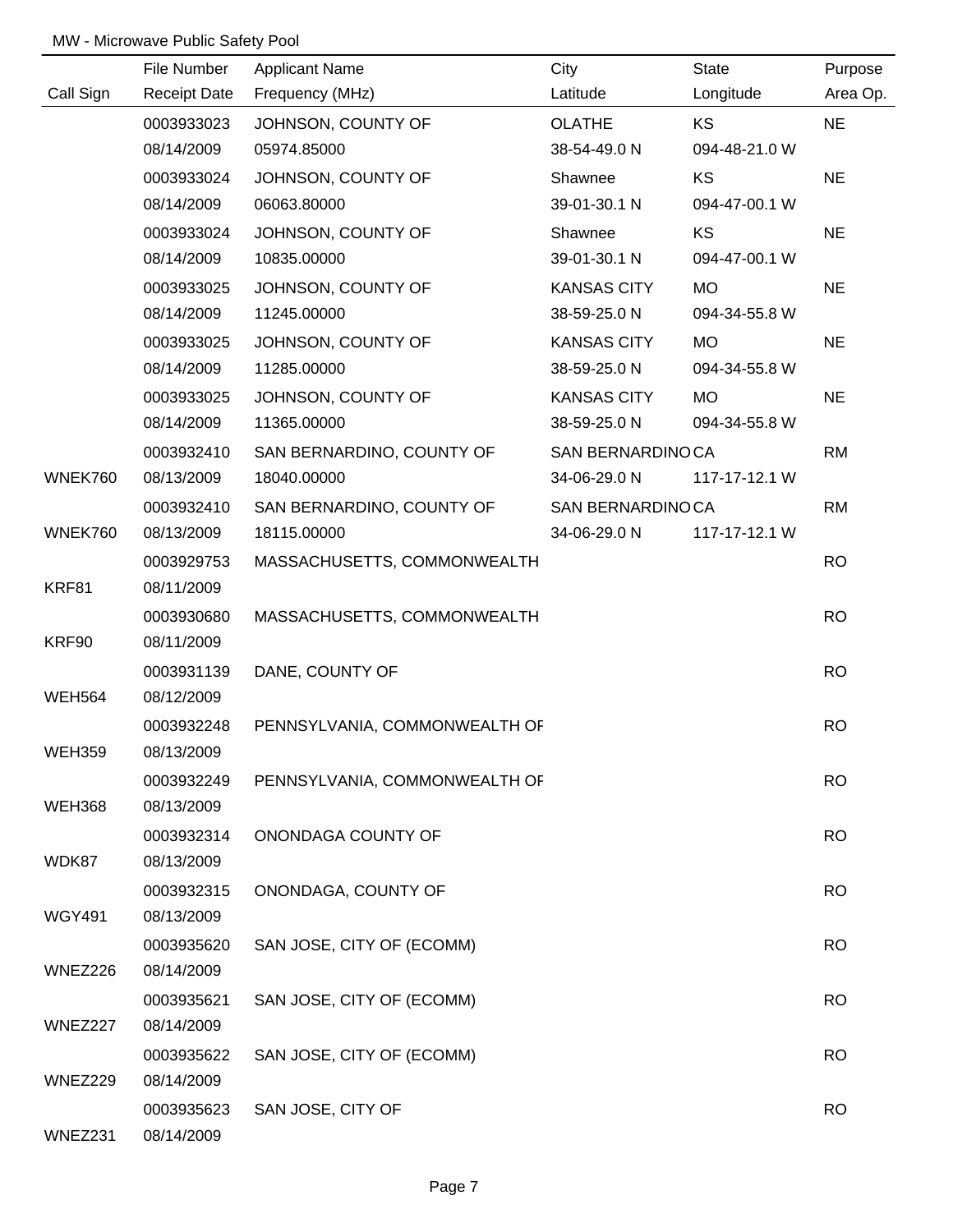MW - Microwave Public Safety Pool

| Call Sign | File Number / Receipt Date | Applicant Name / Frequency (MHz) | City / Latitude | State / Longitude | Purpose / Area Op. |
|---|---|---|---|---|---|
| | 0003933023<br>08/14/2009 | JOHNSON, COUNTY OF<br>05974.85000 | OLATHE<br>38-54-49.0 N | KS<br>094-48-21.0 W | NE |
| | 0003933024<br>08/14/2009 | JOHNSON, COUNTY OF<br>06063.80000 | Shawnee<br>39-01-30.1 N | KS<br>094-47-00.1 W | NE |
| | 0003933024<br>08/14/2009 | JOHNSON, COUNTY OF<br>10835.00000 | Shawnee<br>39-01-30.1 N | KS<br>094-47-00.1 W | NE |
| | 0003933025<br>08/14/2009 | JOHNSON, COUNTY OF<br>11245.00000 | KANSAS CITY<br>38-59-25.0 N | MO<br>094-34-55.8 W | NE |
| | 0003933025<br>08/14/2009 | JOHNSON, COUNTY OF<br>11285.00000 | KANSAS CITY<br>38-59-25.0 N | MO<br>094-34-55.8 W | NE |
| | 0003933025<br>08/14/2009 | JOHNSON, COUNTY OF<br>11365.00000 | KANSAS CITY<br>38-59-25.0 N | MO<br>094-34-55.8 W | NE |
| WNEK760 | 0003932410<br>08/13/2009 | SAN BERNARDINO, COUNTY OF<br>18040.00000 | SAN BERNARDINO<br>34-06-29.0 N | CA<br>117-17-12.1 W | RM |
| WNEK760 | 0003932410<br>08/13/2009 | SAN BERNARDINO, COUNTY OF<br>18115.00000 | SAN BERNARDINO<br>34-06-29.0 N | CA<br>117-17-12.1 W | RM |
| KRF81 | 0003929753<br>08/11/2009 | MASSACHUSETTS, COMMONWEALTH | | | RO |
| KRF90 | 0003930680<br>08/11/2009 | MASSACHUSETTS, COMMONWEALTH | | | RO |
| WEH564 | 0003931139<br>08/12/2009 | DANE, COUNTY OF | | | RO |
| WEH359 | 0003932248<br>08/13/2009 | PENNSYLVANIA, COMMONWEALTH OF | | | RO |
| WEH368 | 0003932249<br>08/13/2009 | PENNSYLVANIA, COMMONWEALTH OF | | | RO |
| WDK87 | 0003932314<br>08/13/2009 | ONONDAGA COUNTY OF | | | RO |
| WGY491 | 0003932315<br>08/13/2009 | ONONDAGA, COUNTY OF | | | RO |
| WNEZ226 | 0003935620<br>08/14/2009 | SAN JOSE, CITY OF (ECOMM) | | | RO |
| WNEZ227 | 0003935621<br>08/14/2009 | SAN JOSE, CITY OF (ECOMM) | | | RO |
| WNEZ229 | 0003935622<br>08/14/2009 | SAN JOSE, CITY OF (ECOMM) | | | RO |
| WNEZ231 | 0003935623<br>08/14/2009 | SAN JOSE, CITY OF | | | RO |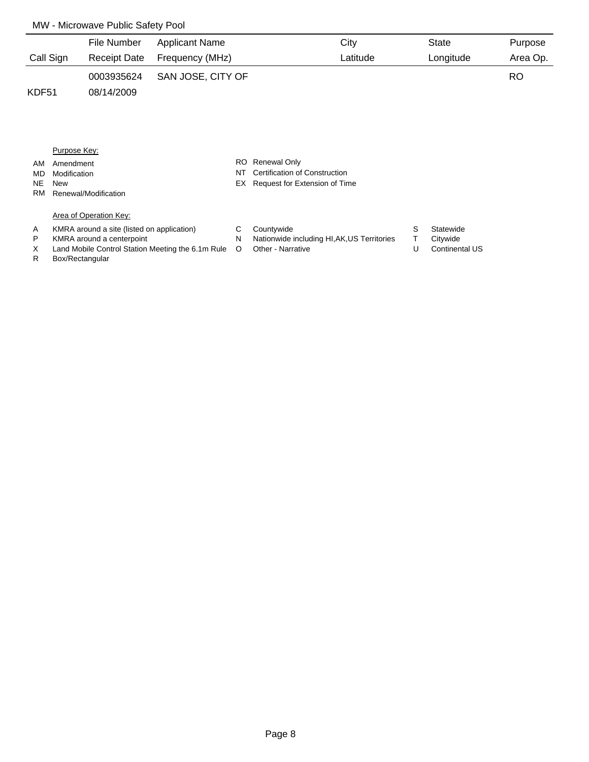MW - Microwave Public Safety Pool

| Call Sign | File Number / Receipt Date | Applicant Name / Frequency (MHz) | City / Latitude | State / Longitude | Purpose / Area Op. |
|---|---|---|---|---|---|
| | 0003935624 | SAN JOSE, CITY OF | | | RO |
| KDF51 | 08/14/2009 | | | | |

Purpose Key:

- AM Amendment
- MD Modification
- NE New
- RM Renewal/Modification
- RO Renewal Only
- NT Certification of Construction
- EX Request for Extension of Time

Area of Operation Key:

- A KMRA around a site (listed on application)
- P KMRA around a centerpoint
- X Land Mobile Control Station Meeting the 6.1m Rule
- R Box/Rectangular
- C Countywide
- N Nationwide including HI,AK,US Territories
- O Other - Narrative
- S Statewide
- T Citywide
- U Continental US